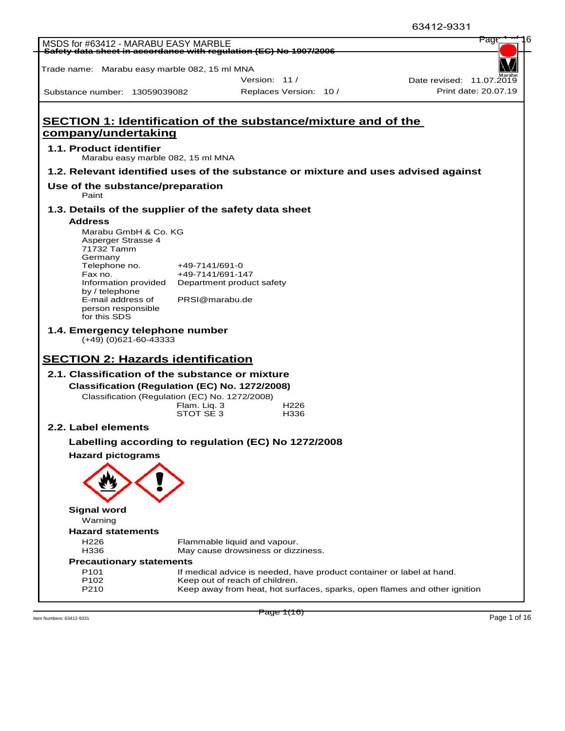MSDS for #63412 - MARABU EASY MARBLE

Safety data sheet in accordance with regulation (EC) No 1907/2006

Trade name: Marabu easy marble 082, 15 ml MNA

Version: 11 / Date revised: 11.07.2019

Substance number: 13059039082 Replaces Version: 10 / Print date: 20.07.19

# SECTION 1: Identification of the substance/mixture and of the company/undertaking

## 1.1. Product identifier

Marabu easy marble 082, 15 ml MNA

## 1.2. Relevant identified uses of the substance or mixture and uses advised against

### Use of the substance/preparation

Paint

## 1.3. Details of the supplier of the safety data sheet

### Address

Marabu GmbH & Co. KG
Asperger Strasse 4
71732 Tamm
Germany

| | |
|---|---|
| Telephone no. | +49-7141/691-0 |
| Fax no. | +49-7141/691-147 |
| Information provided by / telephone | Department product safety |
| E-mail address of person responsible for this SDS | PRSI@marabu.de |

## 1.4. Emergency telephone number

(+49) (0)621-60-43333

# SECTION 2: Hazards identification

## 2.1. Classification of the substance or mixture

### Classification (Regulation (EC) No. 1272/2008)

Classification (Regulation (EC) No. 1272/2008)

| | |
|---|---|
| Flam. Liq. 3 | H226 |
| STOT SE 3 | H336 |

## 2.2. Label elements

### Labelling according to regulation (EC) No 1272/2008

### Hazard pictograms

### Signal word

Warning

### Hazard statements

| | |
|---|---|
| H226 | Flammable liquid and vapour. |
| H336 | May cause drowsiness or dizziness. |

### Precautionary statements

| | |
|---|---|
| P101 | If medical advice is needed, have product container or label at hand. |
| P102 | Keep out of reach of children. |
| P210 | Keep away from heat, hot surfaces, sparks, open flames and other ignition |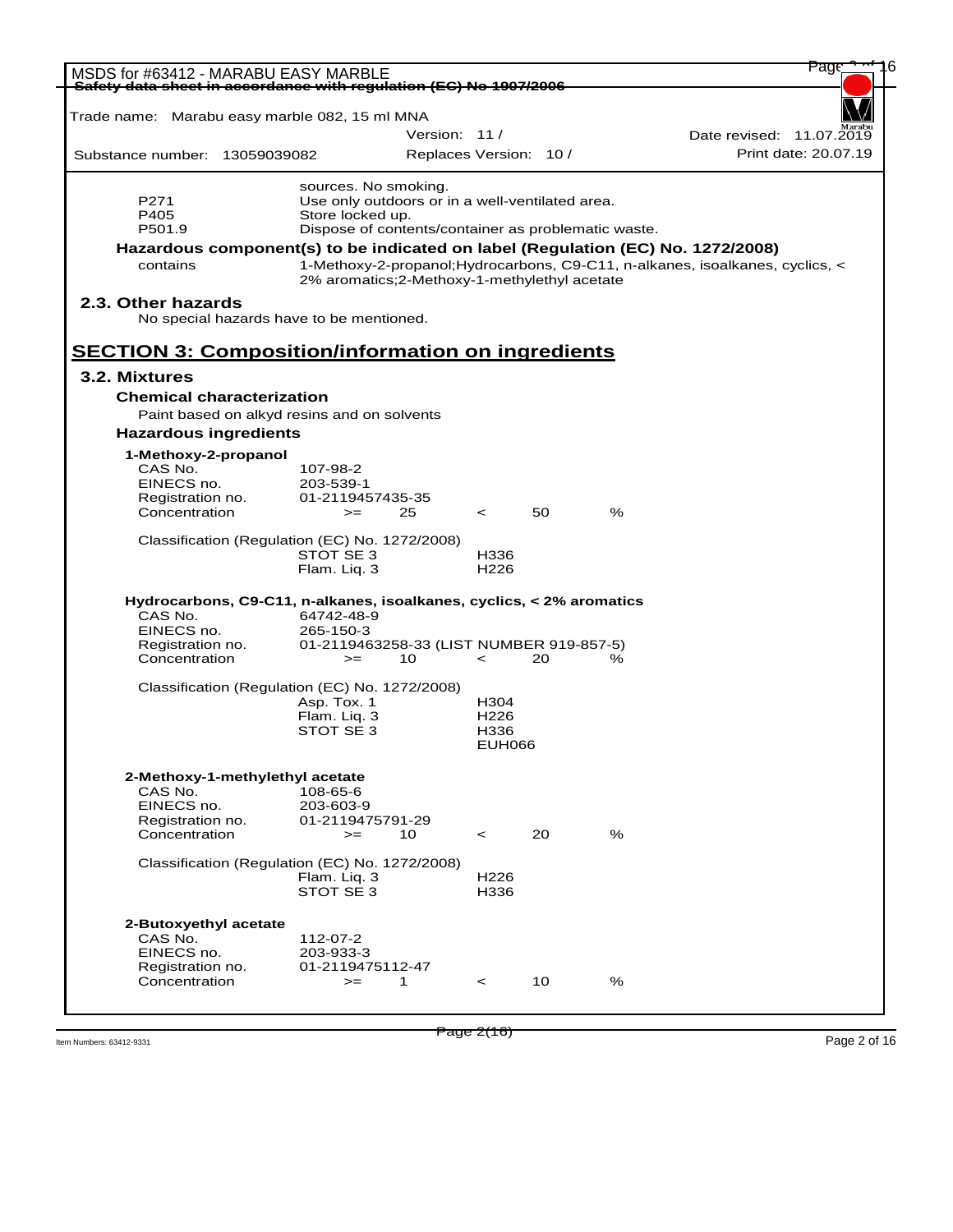sources. No smoking.

| | |
|---|---|
| P271 | Use only outdoors or in a well-ventilated area. |
| P405 | Store locked up. |
| P501.9 | Dispose of contents/container as problematic waste. |

**Hazardous component(s) to be indicated on label (Regulation (EC) No. 1272/2008)**

contains 1-Methoxy-2-propanol;Hydrocarbons, C9-C11, n-alkanes, isoalkanes, cyclics, < 2% aromatics;2-Methoxy-1-methylethyl acetate

### 2.3. Other hazards

No special hazards have to be mentioned.

## SECTION 3: Composition/information on ingredients

### 3.2. Mixtures

**Chemical characterization**

Paint based on alkyd resins and on solvents

**Hazardous ingredients**

**1-Methoxy-2-propanol**

| | |
|---|---|
| CAS No. | 107-98-2 |
| EINECS no. | 203-539-1 |
| Registration no. | 01-2119457435-35 |
| Concentration | >= 25 < 50 % |

Classification (Regulation (EC) No. 1272/2008)

| | |
|---|---|
| STOT SE 3 | H336 |
| Flam. Liq. 3 | H226 |

**Hydrocarbons, C9-C11, n-alkanes, isoalkanes, cyclics, < 2% aromatics**

| | |
|---|---|
| CAS No. | 64742-48-9 |
| EINECS no. | 265-150-3 |
| Registration no. | 01-2119463258-33 (LIST NUMBER 919-857-5) |
| Concentration | >= 10 < 20 % |

Classification (Regulation (EC) No. 1272/2008)

| | |
|---|---|
| Asp. Tox. 1 | H304 |
| Flam. Liq. 3 | H226 |
| STOT SE 3 | H336 |
| | EUH066 |

**2-Methoxy-1-methylethyl acetate**

| | |
|---|---|
| CAS No. | 108-65-6 |
| EINECS no. | 203-603-9 |
| Registration no. | 01-2119475791-29 |
| Concentration | >= 10 < 20 % |

Classification (Regulation (EC) No. 1272/2008)

| | |
|---|---|
| Flam. Liq. 3 | H226 |
| STOT SE 3 | H336 |

**2-Butoxyethyl acetate**

| | |
|---|---|
| CAS No. | 112-07-2 |
| EINECS no. | 203-933-3 |
| Registration no. | 01-2119475112-47 |
| Concentration | >= 1 < 10 % |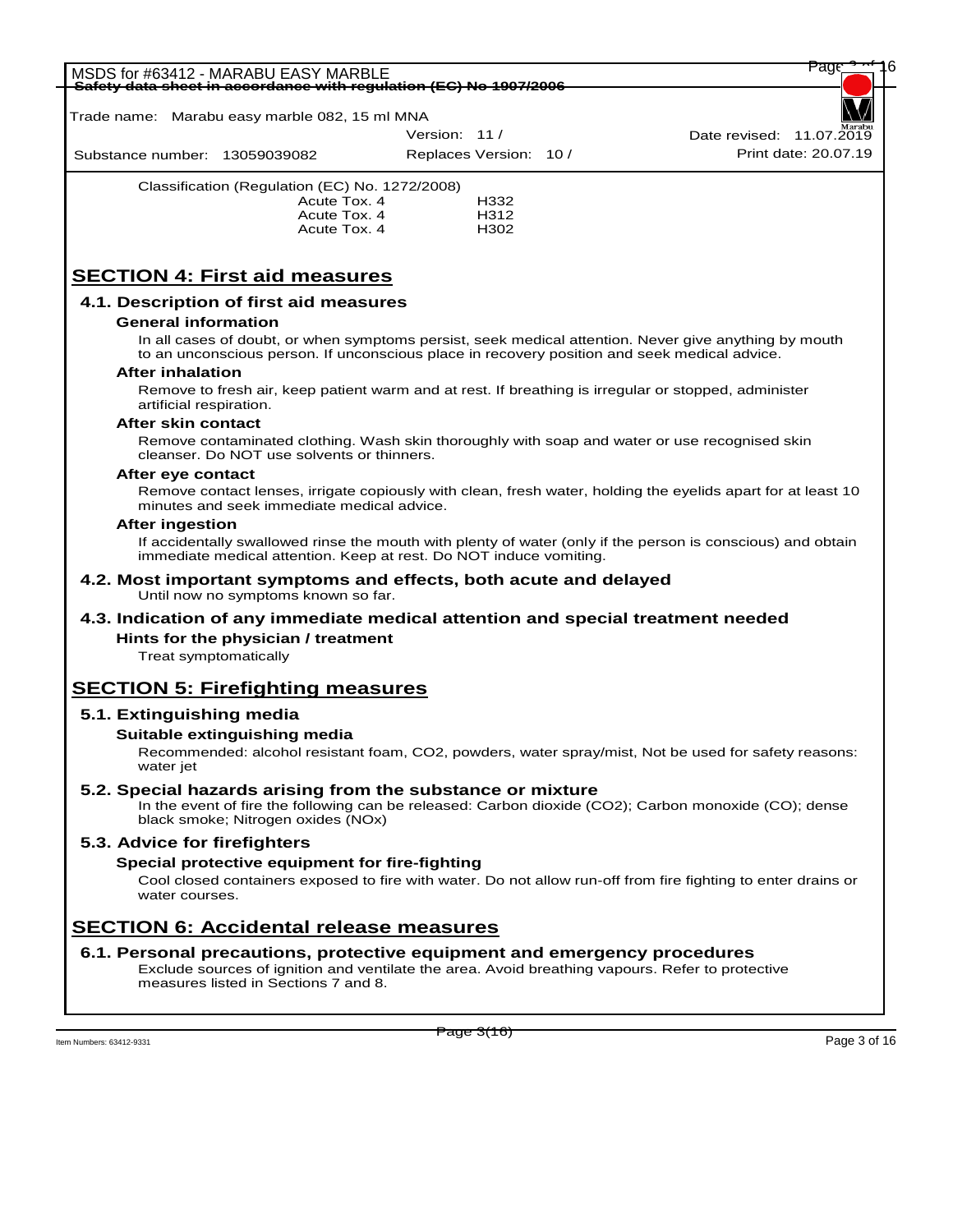Classification (Regulation (EC) No. 1272/2008)

| | |
|---|---|
| Acute Tox. 4 | H332 |
| Acute Tox. 4 | H312 |
| Acute Tox. 4 | H302 |

## SECTION 4: First aid measures

### 4.1. Description of first aid measures

**General information**

In all cases of doubt, or when symptoms persist, seek medical attention. Never give anything by mouth to an unconscious person. If unconscious place in recovery position and seek medical advice.

**After inhalation**

Remove to fresh air, keep patient warm and at rest. If breathing is irregular or stopped, administer artificial respiration.

**After skin contact**

Remove contaminated clothing. Wash skin thoroughly with soap and water or use recognised skin cleanser. Do NOT use solvents or thinners.

**After eye contact**

Remove contact lenses, irrigate copiously with clean, fresh water, holding the eyelids apart for at least 10 minutes and seek immediate medical advice.

**After ingestion**

If accidentally swallowed rinse the mouth with plenty of water (only if the person is conscious) and obtain immediate medical attention. Keep at rest. Do NOT induce vomiting.

### 4.2. Most important symptoms and effects, both acute and delayed

Until now no symptoms known so far.

### 4.3. Indication of any immediate medical attention and special treatment needed

**Hints for the physician / treatment**

Treat symptomatically

## SECTION 5: Firefighting measures

### 5.1. Extinguishing media

**Suitable extinguishing media**

Recommended: alcohol resistant foam, $CO_2$, powders, water spray/mist, Not be used for safety reasons: water jet

### 5.2. Special hazards arising from the substance or mixture

In the event of fire the following can be released: Carbon dioxide ($CO_2$); Carbon monoxide (CO); dense black smoke; Nitrogen oxides ($NO_x$)

### 5.3. Advice for firefighters

**Special protective equipment for fire-fighting**

Cool closed containers exposed to fire with water. Do not allow run-off from fire fighting to enter drains or water courses.

## SECTION 6: Accidental release measures

### 6.1. Personal precautions, protective equipment and emergency procedures

Exclude sources of ignition and ventilate the area. Avoid breathing vapours. Refer to protective measures listed in Sections 7 and 8.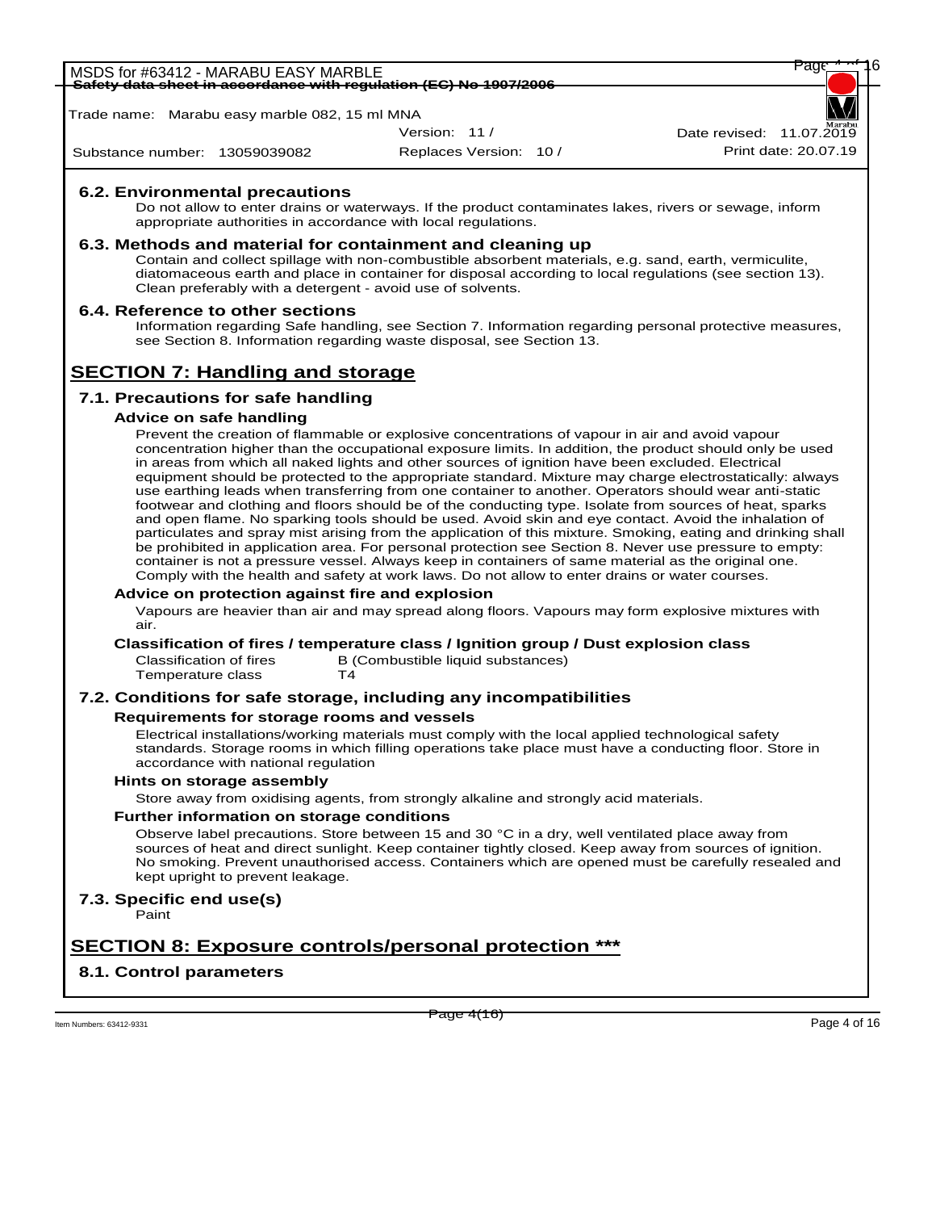### 6.2. Environmental precautions

Do not allow to enter drains or waterways. If the product contaminates lakes, rivers or sewage, inform appropriate authorities in accordance with local regulations.

### 6.3. Methods and material for containment and cleaning up

Contain and collect spillage with non-combustible absorbent materials, e.g. sand, earth, vermiculite, diatomaceous earth and place in container for disposal according to local regulations (see section 13). Clean preferably with a detergent - avoid use of solvents.

### 6.4. Reference to other sections

Information regarding Safe handling, see Section 7. Information regarding personal protective measures, see Section 8. Information regarding waste disposal, see Section 13.

## SECTION 7: Handling and storage

### 7.1. Precautions for safe handling

**Advice on safe handling**

Prevent the creation of flammable or explosive concentrations of vapour in air and avoid vapour concentration higher than the occupational exposure limits. In addition, the product should only be used in areas from which all naked lights and other sources of ignition have been excluded. Electrical equipment should be protected to the appropriate standard. Mixture may charge electrostatically: always use earthing leads when transferring from one container to another. Operators should wear anti-static footwear and clothing and floors should be of the conducting type. Isolate from sources of heat, sparks and open flame. No sparking tools should be used. Avoid skin and eye contact. Avoid the inhalation of particulates and spray mist arising from the application of this mixture. Smoking, eating and drinking shall be prohibited in application area. For personal protection see Section 8. Never use pressure to empty: container is not a pressure vessel. Always keep in containers of same material as the original one. Comply with the health and safety at work laws. Do not allow to enter drains or water courses.

**Advice on protection against fire and explosion**

Vapours are heavier than air and may spread along floors. Vapours may form explosive mixtures with air.

**Classification of fires / temperature class / Ignition group / Dust explosion class**

| | |
|---|---|
| Classification of fires | B (Combustible liquid substances) |
| Temperature class | T4 |

### 7.2. Conditions for safe storage, including any incompatibilities

**Requirements for storage rooms and vessels**

Electrical installations/working materials must comply with the local applied technological safety standards. Storage rooms in which filling operations take place must have a conducting floor. Store in accordance with national regulation

**Hints on storage assembly**

Store away from oxidising agents, from strongly alkaline and strongly acid materials.

**Further information on storage conditions**

Observe label precautions. Store between 15 and 30 °C in a dry, well ventilated place away from sources of heat and direct sunlight. Keep container tightly closed. Keep away from sources of ignition. No smoking. Prevent unauthorised access. Containers which are opened must be carefully resealed and kept upright to prevent leakage.

### 7.3. Specific end use(s)

Paint

## SECTION 8: Exposure controls/personal protection ***

### 8.1. Control parameters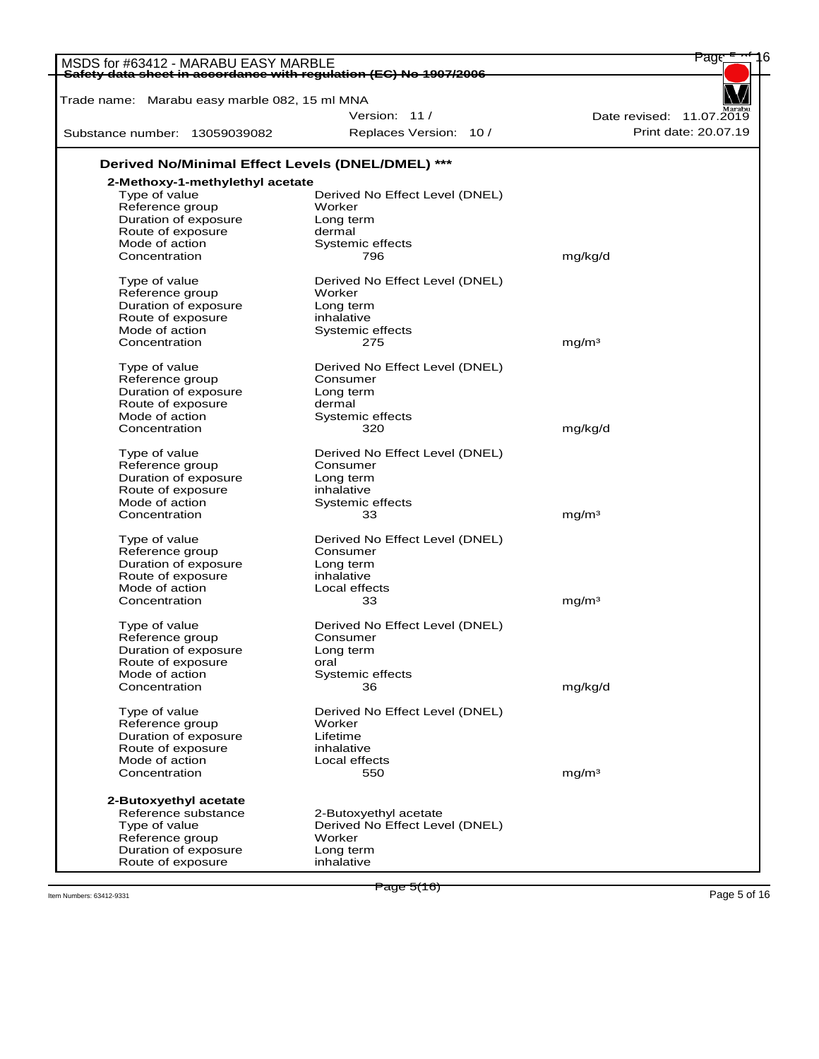**Derived No/Minimal Effect Levels (DNEL/DMEL) *****

**2-Methoxy-1-methylethyl acetate**

| | | |
|---|---|---|
| Type of value | Derived No Effect Level (DNEL) | |
| Reference group | Worker | |
| Duration of exposure | Long term | |
| Route of exposure | dermal | |
| Mode of action | Systemic effects | |
| Concentration | 796 | mg/kg/d |

| | | |
|---|---|---|
| Type of value | Derived No Effect Level (DNEL) | |
| Reference group | Worker | |
| Duration of exposure | Long term | |
| Route of exposure | inhalative | |
| Mode of action | Systemic effects | |
| Concentration | 275 | mg/m³ |

| | | |
|---|---|---|
| Type of value | Derived No Effect Level (DNEL) | |
| Reference group | Consumer | |
| Duration of exposure | Long term | |
| Route of exposure | dermal | |
| Mode of action | Systemic effects | |
| Concentration | 320 | mg/kg/d |

| | | |
|---|---|---|
| Type of value | Derived No Effect Level (DNEL) | |
| Reference group | Consumer | |
| Duration of exposure | Long term | |
| Route of exposure | inhalative | |
| Mode of action | Systemic effects | |
| Concentration | 33 | mg/m³ |

| | | |
|---|---|---|
| Type of value | Derived No Effect Level (DNEL) | |
| Reference group | Consumer | |
| Duration of exposure | Long term | |
| Route of exposure | inhalative | |
| Mode of action | Local effects | |
| Concentration | 33 | mg/m³ |

| | | |
|---|---|---|
| Type of value | Derived No Effect Level (DNEL) | |
| Reference group | Consumer | |
| Duration of exposure | Long term | |
| Route of exposure | oral | |
| Mode of action | Systemic effects | |
| Concentration | 36 | mg/kg/d |

| | | |
|---|---|---|
| Type of value | Derived No Effect Level (DNEL) | |
| Reference group | Worker | |
| Duration of exposure | Lifetime | |
| Route of exposure | inhalative | |
| Mode of action | Local effects | |
| Concentration | 550 | mg/m³ |

**2-Butoxyethyl acetate**

| | |
|---|---|
| Reference substance | 2-Butoxyethyl acetate |
| Type of value | Derived No Effect Level (DNEL) |
| Reference group | Worker |
| Duration of exposure | Long term |
| Route of exposure | inhalative |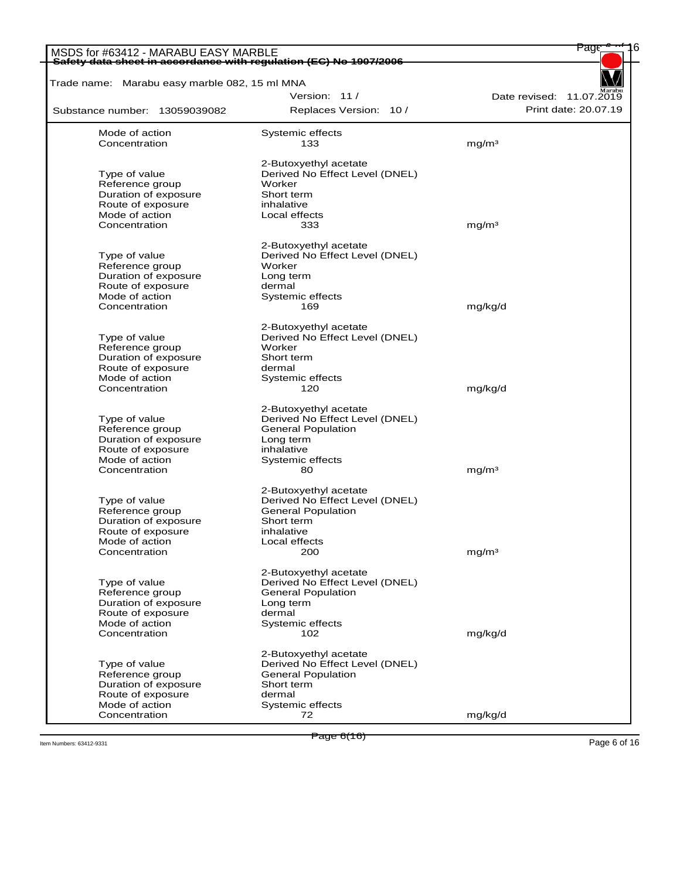| | | |
|---|---|---|
| Mode of action | Systemic effects | |
| Concentration | 133 | mg/m³ |

| | 2-Butoxyethyl acetate | |
|---|---|---|
| Type of value | Derived No Effect Level (DNEL) | |
| Reference group | Worker | |
| Duration of exposure | Short term | |
| Route of exposure | inhalative | |
| Mode of action | Local effects | |
| Concentration | 333 | mg/m³ |

| | 2-Butoxyethyl acetate | |
|---|---|---|
| Type of value | Derived No Effect Level (DNEL) | |
| Reference group | Worker | |
| Duration of exposure | Long term | |
| Route of exposure | dermal | |
| Mode of action | Systemic effects | |
| Concentration | 169 | mg/kg/d |

| | 2-Butoxyethyl acetate | |
|---|---|---|
| Type of value | Derived No Effect Level (DNEL) | |
| Reference group | Worker | |
| Duration of exposure | Short term | |
| Route of exposure | dermal | |
| Mode of action | Systemic effects | |
| Concentration | 120 | mg/kg/d |

| | 2-Butoxyethyl acetate | |
|---|---|---|
| Type of value | Derived No Effect Level (DNEL) | |
| Reference group | General Population | |
| Duration of exposure | Long term | |
| Route of exposure | inhalative | |
| Mode of action | Systemic effects | |
| Concentration | 80 | mg/m³ |

| | 2-Butoxyethyl acetate | |
|---|---|---|
| Type of value | Derived No Effect Level (DNEL) | |
| Reference group | General Population | |
| Duration of exposure | Short term | |
| Route of exposure | inhalative | |
| Mode of action | Local effects | |
| Concentration | 200 | mg/m³ |

| | 2-Butoxyethyl acetate | |
|---|---|---|
| Type of value | Derived No Effect Level (DNEL) | |
| Reference group | General Population | |
| Duration of exposure | Long term | |
| Route of exposure | dermal | |
| Mode of action | Systemic effects | |
| Concentration | 102 | mg/kg/d |

| | 2-Butoxyethyl acetate | |
|---|---|---|
| Type of value | Derived No Effect Level (DNEL) | |
| Reference group | General Population | |
| Duration of exposure | Short term | |
| Route of exposure | dermal | |
| Mode of action | Systemic effects | |
| Concentration | 72 | mg/kg/d |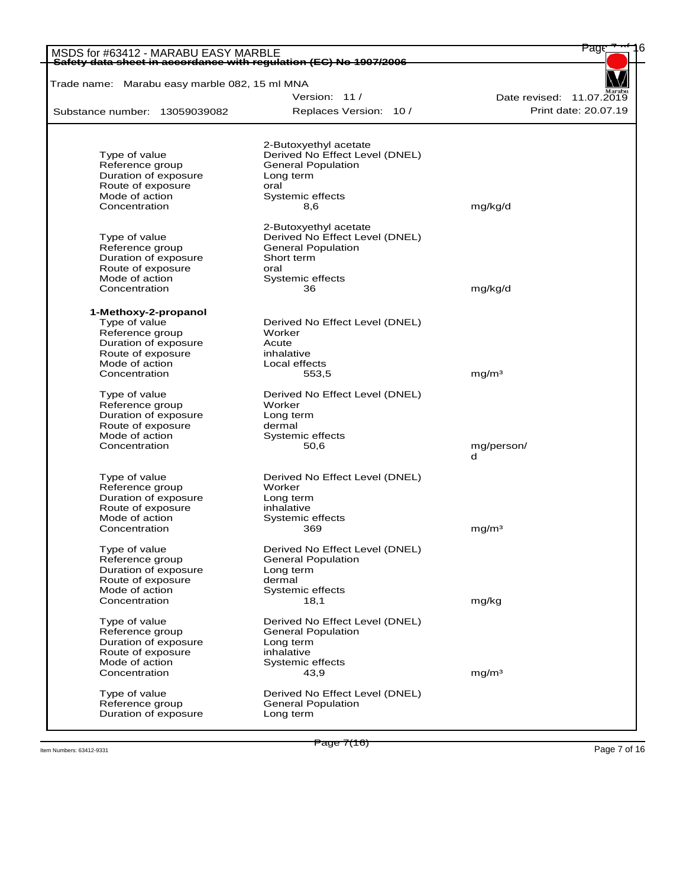2-Butoxyethyl acetate

| | | |
|---|---|---|
| Type of value | Derived No Effect Level (DNEL) | |
| Reference group | General Population | |
| Duration of exposure | Long term | |
| Route of exposure | oral | |
| Mode of action | Systemic effects | |
| Concentration | 8,6 | mg/kg/d |

2-Butoxyethyl acetate

| | | |
|---|---|---|
| Type of value | Derived No Effect Level (DNEL) | |
| Reference group | General Population | |
| Duration of exposure | Short term | |
| Route of exposure | oral | |
| Mode of action | Systemic effects | |
| Concentration | 36 | mg/kg/d |

**1-Methoxy-2-propanol**

| | | |
|---|---|---|
| Type of value | Derived No Effect Level (DNEL) | |
| Reference group | Worker | |
| Duration of exposure | Acute | |
| Route of exposure | inhalative | |
| Mode of action | Local effects | |
| Concentration | 553,5 | mg/m³ |

| | | |
|---|---|---|
| Type of value | Derived No Effect Level (DNEL) | |
| Reference group | Worker | |
| Duration of exposure | Long term | |
| Route of exposure | dermal | |
| Mode of action | Systemic effects | |
| Concentration | 50,6 | mg/person/d |

| | | |
|---|---|---|
| Type of value | Derived No Effect Level (DNEL) | |
| Reference group | Worker | |
| Duration of exposure | Long term | |
| Route of exposure | inhalative | |
| Mode of action | Systemic effects | |
| Concentration | 369 | mg/m³ |

| | | |
|---|---|---|
| Type of value | Derived No Effect Level (DNEL) | |
| Reference group | General Population | |
| Duration of exposure | Long term | |
| Route of exposure | dermal | |
| Mode of action | Systemic effects | |
| Concentration | 18,1 | mg/kg |

| | | |
|---|---|---|
| Type of value | Derived No Effect Level (DNEL) | |
| Reference group | General Population | |
| Duration of exposure | Long term | |
| Route of exposure | inhalative | |
| Mode of action | Systemic effects | |
| Concentration | 43,9 | mg/m³ |

| | | |
|---|---|---|
| Type of value | Derived No Effect Level (DNEL) | |
| Reference group | General Population | |
| Duration of exposure | Long term | |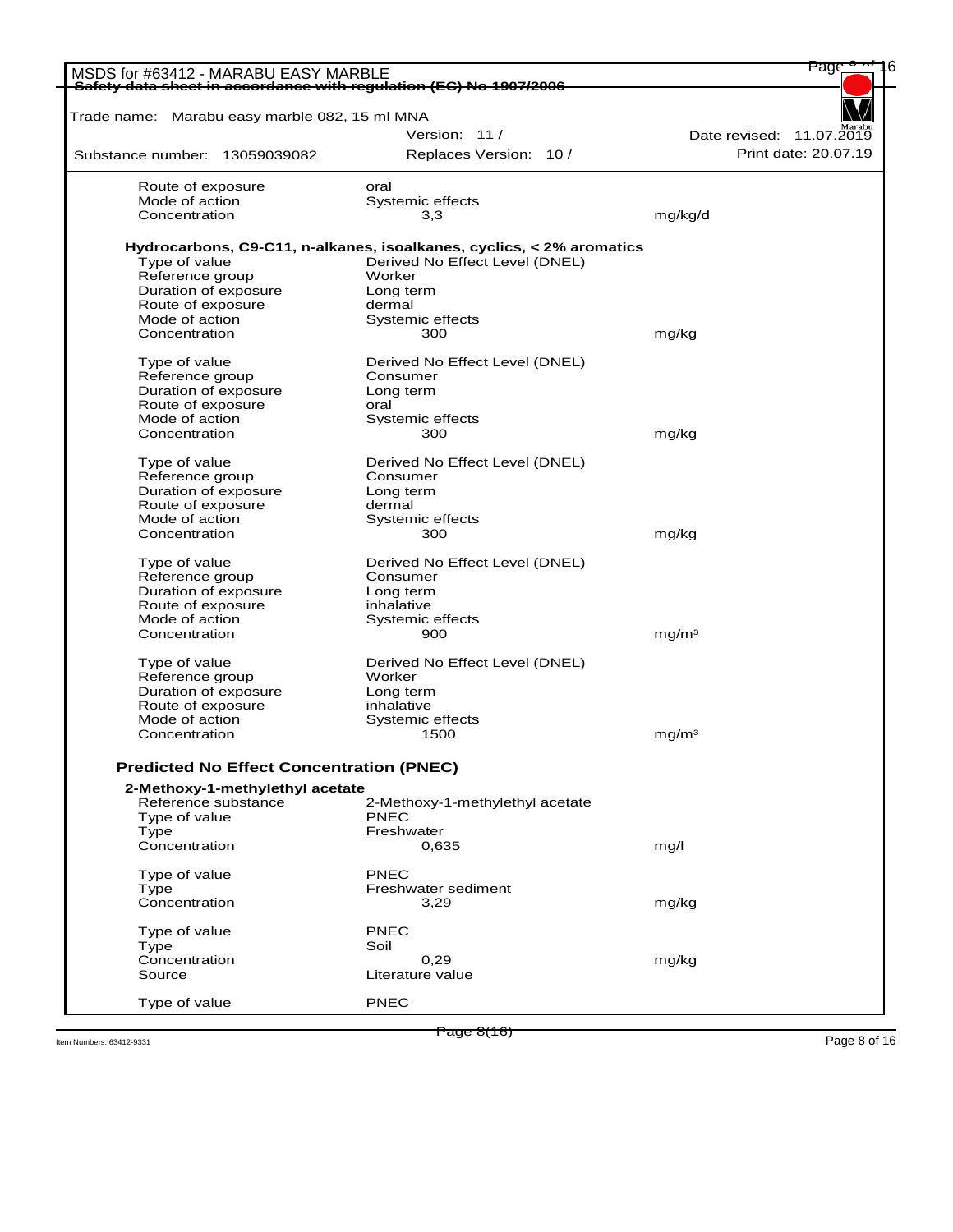| | | |
|---|---|---|
| Route of exposure | oral | |
| Mode of action | Systemic effects | |
| Concentration | 3,3 | mg/kg/d |

**Hydrocarbons, C9-C11, n-alkanes, isoalkanes, cyclics, < 2% aromatics**

| | | |
|---|---|---|
| Type of value | Derived No Effect Level (DNEL) | |
| Reference group | Worker | |
| Duration of exposure | Long term | |
| Route of exposure | dermal | |
| Mode of action | Systemic effects | |
| Concentration | 300 | mg/kg |

| | | |
|---|---|---|
| Type of value | Derived No Effect Level (DNEL) | |
| Reference group | Consumer | |
| Duration of exposure | Long term | |
| Route of exposure | oral | |
| Mode of action | Systemic effects | |
| Concentration | 300 | mg/kg |

| | | |
|---|---|---|
| Type of value | Derived No Effect Level (DNEL) | |
| Reference group | Consumer | |
| Duration of exposure | Long term | |
| Route of exposure | dermal | |
| Mode of action | Systemic effects | |
| Concentration | 300 | mg/kg |

| | | |
|---|---|---|
| Type of value | Derived No Effect Level (DNEL) | |
| Reference group | Consumer | |
| Duration of exposure | Long term | |
| Route of exposure | inhalative | |
| Mode of action | Systemic effects | |
| Concentration | 900 | $mg/m^3$ |

| | | |
|---|---|---|
| Type of value | Derived No Effect Level (DNEL) | |
| Reference group | Worker | |
| Duration of exposure | Long term | |
| Route of exposure | inhalative | |
| Mode of action | Systemic effects | |
| Concentration | 1500 | $mg/m^3$ |

### Predicted No Effect Concentration (PNEC)

**2-Methoxy-1-methylethyl acetate**

| | | |
|---|---|---|
| Reference substance | 2-Methoxy-1-methylethyl acetate | |
| Type of value | PNEC | |
| Type | Freshwater | |
| Concentration | 0,635 | mg/l |

| | | |
|---|---|---|
| Type of value | PNEC | |
| Type | Freshwater sediment | |
| Concentration | 3,29 | mg/kg |

| | | |
|---|---|---|
| Type of value | PNEC | |
| Type | Soil | |
| Concentration | 0,29 | mg/kg |
| Source | Literature value | |

| | | |
|---|---|---|
| Type of value | PNEC | |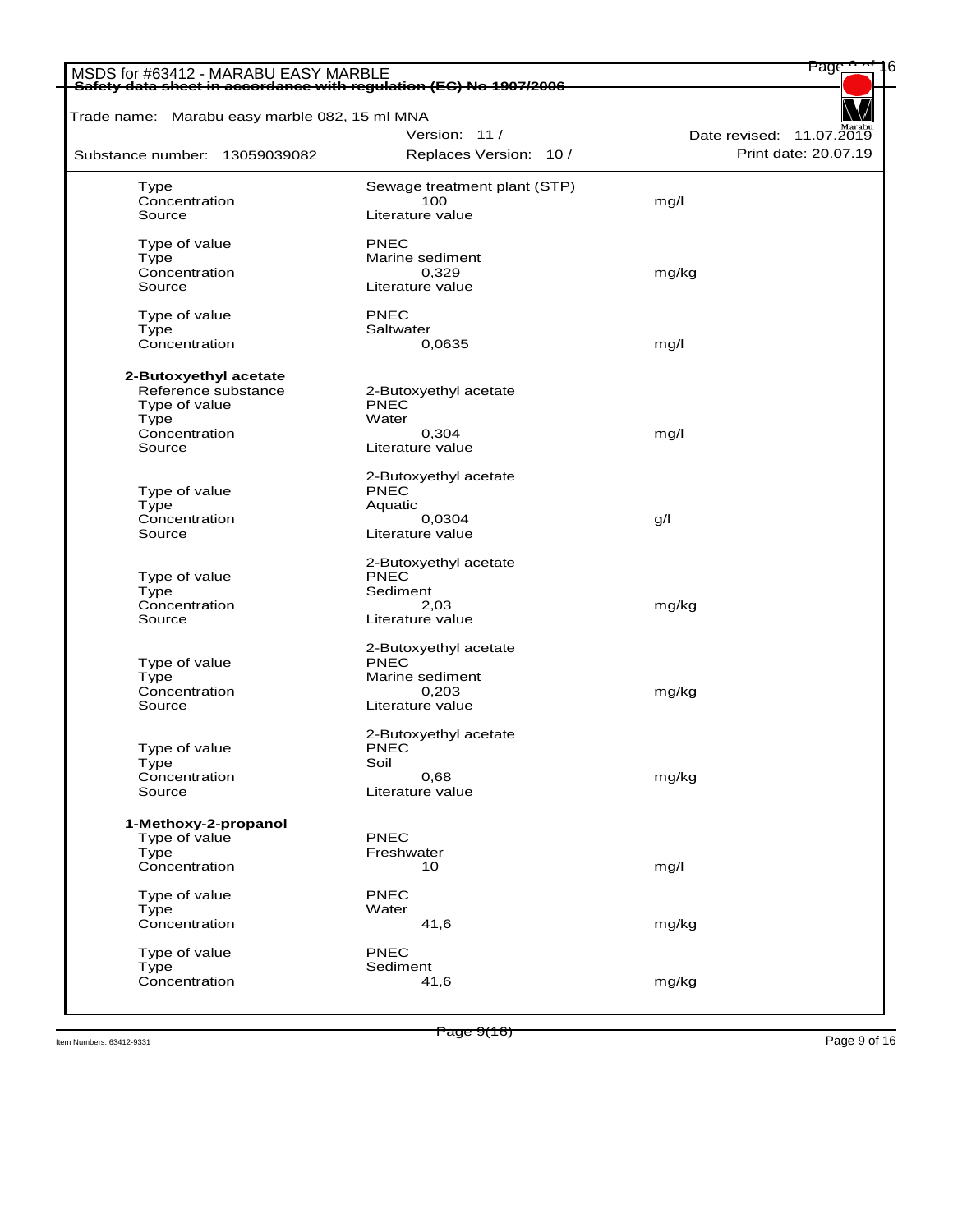| | | |
|---|---|---|
| Type | Sewage treatment plant (STP) | |
| Concentration | 100 | mg/l |
| Source | Literature value | |
| | | |
| Type of value | PNEC | |
| Type | Marine sediment | |
| Concentration | 0,329 | mg/kg |
| Source | Literature value | |
| | | |
| Type of value | PNEC | |
| Type | Saltwater | |
| Concentration | 0,0635 | mg/l |

**2-Butoxyethyl acetate**

| | | |
|---|---|---|
| Reference substance | 2-Butoxyethyl acetate | |
| Type of value | PNEC | |
| Type | Water | |
| Concentration | 0,304 | mg/l |
| Source | Literature value | |
| | | |
| | 2-Butoxyethyl acetate | |
| Type of value | PNEC | |
| Type | Aquatic | |
| Concentration | 0,0304 | g/l |
| Source | Literature value | |
| | | |
| | 2-Butoxyethyl acetate | |
| Type of value | PNEC | |
| Type | Sediment | |
| Concentration | 2,03 | mg/kg |
| Source | Literature value | |
| | | |
| | 2-Butoxyethyl acetate | |
| Type of value | PNEC | |
| Type | Marine sediment | |
| Concentration | 0,203 | mg/kg |
| Source | Literature value | |
| | | |
| | 2-Butoxyethyl acetate | |
| Type of value | PNEC | |
| Type | Soil | |
| Concentration | 0,68 | mg/kg |
| Source | Literature value | |

**1-Methoxy-2-propanol**

| | | |
|---|---|---|
| Type of value | PNEC | |
| Type | Freshwater | |
| Concentration | 10 | mg/l |
| | | |
| Type of value | PNEC | |
| Type | Water | |
| Concentration | 41,6 | mg/kg |
| | | |
| Type of value | PNEC | |
| Type | Sediment | |
| Concentration | 41,6 | mg/kg |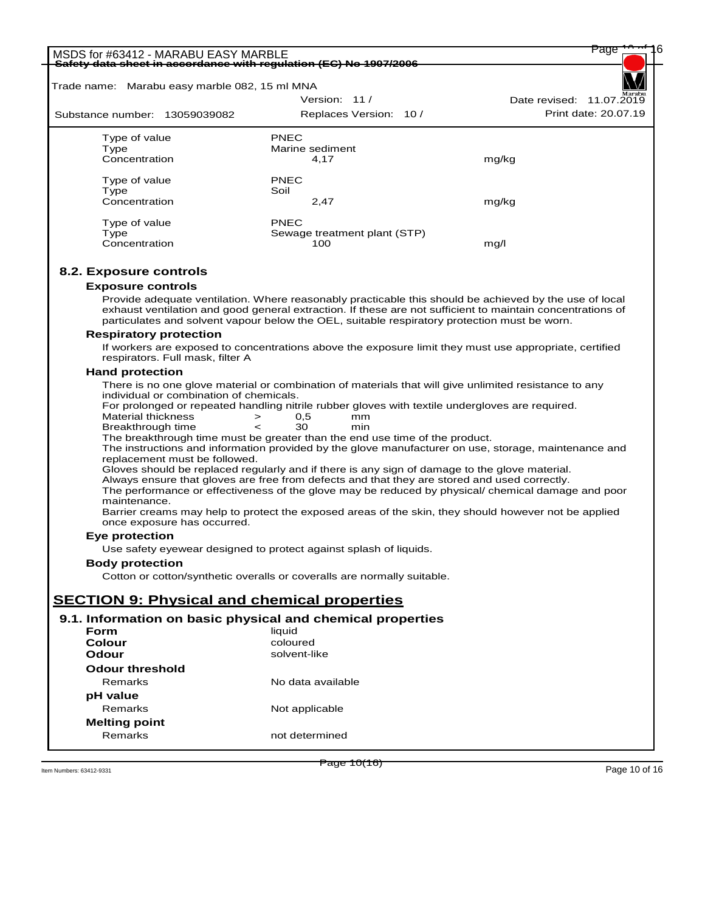| | | |
|---|---|---|
| Type of value | PNEC | |
| Type | Marine sediment | |
| Concentration | 4,17 | mg/kg |
| | | |
| Type of value | PNEC | |
| Type | Soil | |
| Concentration | 2,47 | mg/kg |
| | | |
| Type of value | PNEC | |
| Type | Sewage treatment plant (STP) | |
| Concentration | 100 | mg/l |

### 8.2. Exposure controls

**Exposure controls**

Provide adequate ventilation. Where reasonably practicable this should be achieved by the use of local exhaust ventilation and good general extraction. If these are not sufficient to maintain concentrations of particulates and solvent vapour below the OEL, suitable respiratory protection must be worn.

**Respiratory protection**

If workers are exposed to concentrations above the exposure limit they must use appropriate, certified respirators. Full mask, filter A

**Hand protection**

There is no one glove material or combination of materials that will give unlimited resistance to any individual or combination of chemicals.
For prolonged or repeated handling nitrile rubber gloves with textile undergloves are required.

| | | | |
|---|---|---|---|
| Material thickness | > | 0,5 | mm |
| Breakthrough time | < | 30 | min |

The breakthrough time must be greater than the end use time of the product.
The instructions and information provided by the glove manufacturer on use, storage, maintenance and replacement must be followed.
Gloves should be replaced regularly and if there is any sign of damage to the glove material.
Always ensure that gloves are free from defects and that they are stored and used correctly.
The performance or effectiveness of the glove may be reduced by physical/ chemical damage and poor maintenance.
Barrier creams may help to protect the exposed areas of the skin, they should however not be applied once exposure has occurred.

**Eye protection**

Use safety eyewear designed to protect against splash of liquids.

**Body protection**

Cotton or cotton/synthetic overalls or coveralls are normally suitable.

## SECTION 9: Physical and chemical properties

### 9.1. Information on basic physical and chemical properties

| | |
|---|---|
| **Form** | liquid |
| **Colour** | coloured |
| **Odour** | solvent-like |
| **Odour threshold** | |
| Remarks | No data available |
| **pH value** | |
| Remarks | Not applicable |
| **Melting point** | |
| Remarks | not determined |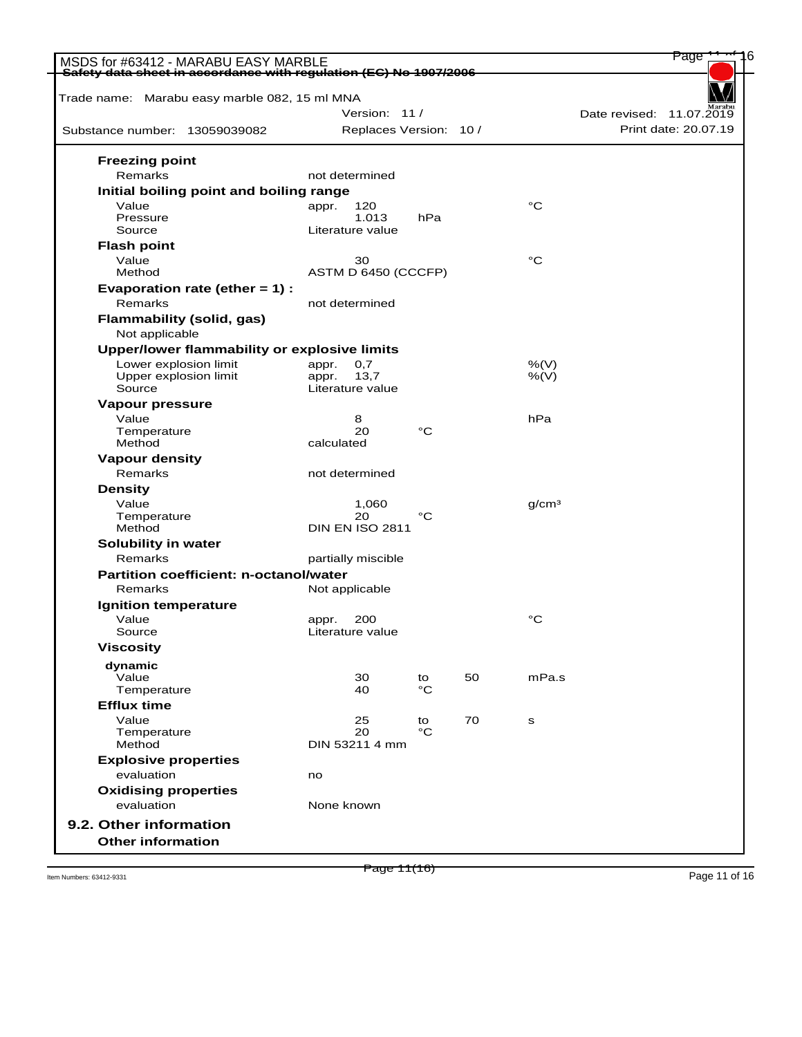MSDS for #63412 - MARABU EASY MARBLE
Safety data sheet in accordance with regulation (EC) No 1907/2006

Trade name: Marabu easy marble 082, 15 ml MNA

| Substance number: 13059039082 | Version: 11 / | Date revised: 11.07.2019 |
| --- | --- | --- |
| | Replaces Version: 10 / | Print date: 20.07.19 |

**Freezing point**

| | | | |
| --- | --- | --- | --- |
| Remarks | not determined | | |

**Initial boiling point and boiling range**

| | | | |
| --- | --- | --- | --- |
| Value | appr. 120 | | °C |
| Pressure | 1.013 | hPa | |
| Source | Literature value | | |

**Flash point**

| | | | |
| --- | --- | --- | --- |
| Value | 30 | | °C |
| Method | ASTM D 6450 (CCCFP) | | |

**Evaporation rate (ether = 1) :**

| | | | |
| --- | --- | --- | --- |
| Remarks | not determined | | |

**Flammability (solid, gas)**

Not applicable

**Upper/lower flammability or explosive limits**

| | | | |
| --- | --- | --- | --- |
| Lower explosion limit | appr. 0,7 | | %(V) |
| Upper explosion limit | appr. 13,7 | | %(V) |
| Source | Literature value | | |

**Vapour pressure**

| | | | |
| --- | --- | --- | --- |
| Value | 8 | | hPa |
| Temperature | 20 | °C | |
| Method | calculated | | |

**Vapour density**

| | | | |
| --- | --- | --- | --- |
| Remarks | not determined | | |

**Density**

| | | | |
| --- | --- | --- | --- |
| Value | 1,060 | | g/cm³ |
| Temperature | 20 | °C | |
| Method | DIN EN ISO 2811 | | |

**Solubility in water**

| | | | |
| --- | --- | --- | --- |
| Remarks | partially miscible | | |

**Partition coefficient: n-octanol/water**

| | | | |
| --- | --- | --- | --- |
| Remarks | Not applicable | | |

**Ignition temperature**

| | | | |
| --- | --- | --- | --- |
| Value | appr. 200 | | °C |
| Source | Literature value | | |

**Viscosity**

**dynamic**

| | | | | |
| --- | --- | --- | --- | --- |
| Value | 30 | to | 50 | mPa.s |
| Temperature | 40 | °C | | |

**Efflux time**

| | | | | |
| --- | --- | --- | --- | --- |
| Value | 25 | to | 70 | s |
| Temperature | 20 | °C | | |
| Method | DIN 53211 4 mm | | | |

**Explosive properties**

| | |
| --- | --- |
| evaluation | no |

**Oxidising properties**

| | |
| --- | --- |
| evaluation | None known |

## 9.2. Other information

**Other information**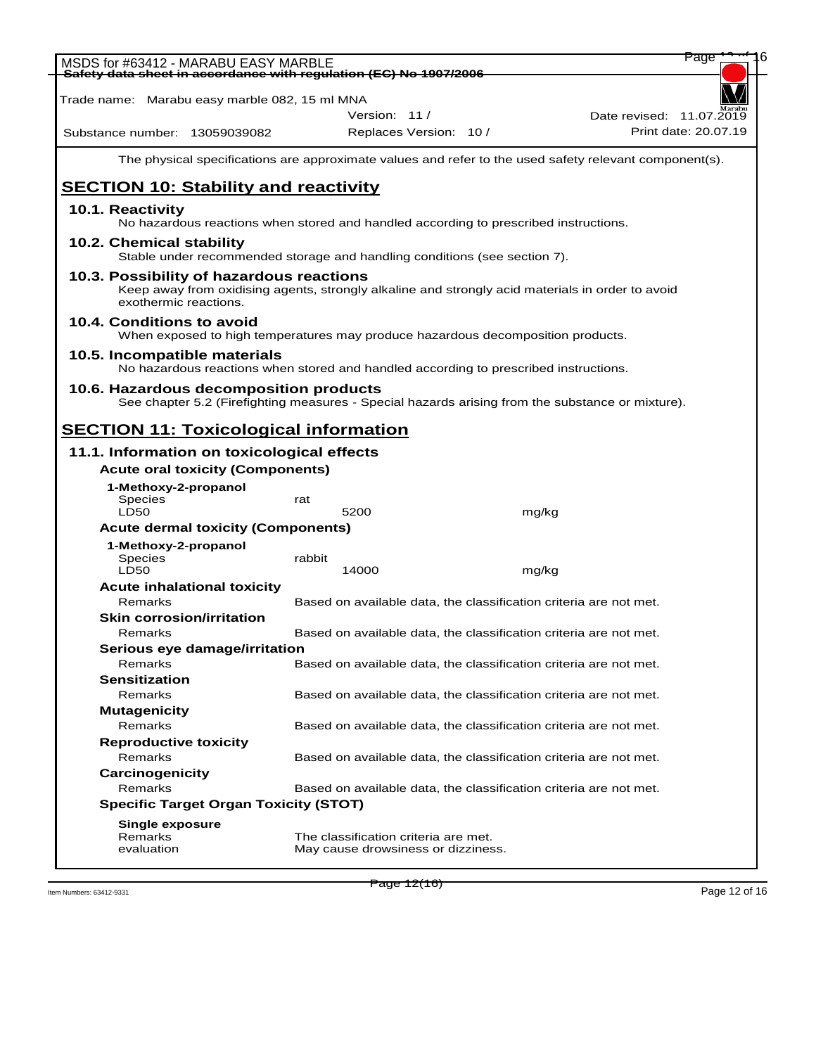The physical specifications are approximate values and refer to the used safety relevant component(s).

## SECTION 10: Stability and reactivity

### 10.1. Reactivity

No hazardous reactions when stored and handled according to prescribed instructions.

### 10.2. Chemical stability

Stable under recommended storage and handling conditions (see section 7).

### 10.3. Possibility of hazardous reactions

Keep away from oxidising agents, strongly alkaline and strongly acid materials in order to avoid exothermic reactions.

### 10.4. Conditions to avoid

When exposed to high temperatures may produce hazardous decomposition products.

### 10.5. Incompatible materials

No hazardous reactions when stored and handled according to prescribed instructions.

### 10.6. Hazardous decomposition products

See chapter 5.2 (Firefighting measures - Special hazards arising from the substance or mixture).

## SECTION 11: Toxicological information

### 11.1. Information on toxicological effects

**Acute oral toxicity (Components)**

**1-Methoxy-2-propanol**

| | | |
|---|---|---|
| Species | rat | |
| LD50 | 5200 | mg/kg |

**Acute dermal toxicity (Components)**

**1-Methoxy-2-propanol**

| | | |
|---|---|---|
| Species | rabbit | |
| LD50 | 14000 | mg/kg |

**Acute inhalational toxicity**

Remarks: Based on available data, the classification criteria are not met.

**Skin corrosion/irritation**

Remarks: Based on available data, the classification criteria are not met.

**Serious eye damage/irritation**

Remarks: Based on available data, the classification criteria are not met.

**Sensitization**

Remarks: Based on available data, the classification criteria are not met.

**Mutagenicity**

Remarks: Based on available data, the classification criteria are not met.

**Reproductive toxicity**

Remarks: Based on available data, the classification criteria are not met.

**Carcinogenicity**

Remarks: Based on available data, the classification criteria are not met.

**Specific Target Organ Toxicity (STOT)**

**Single exposure**

Remarks: The classification criteria are met.

evaluation: May cause drowsiness or dizziness.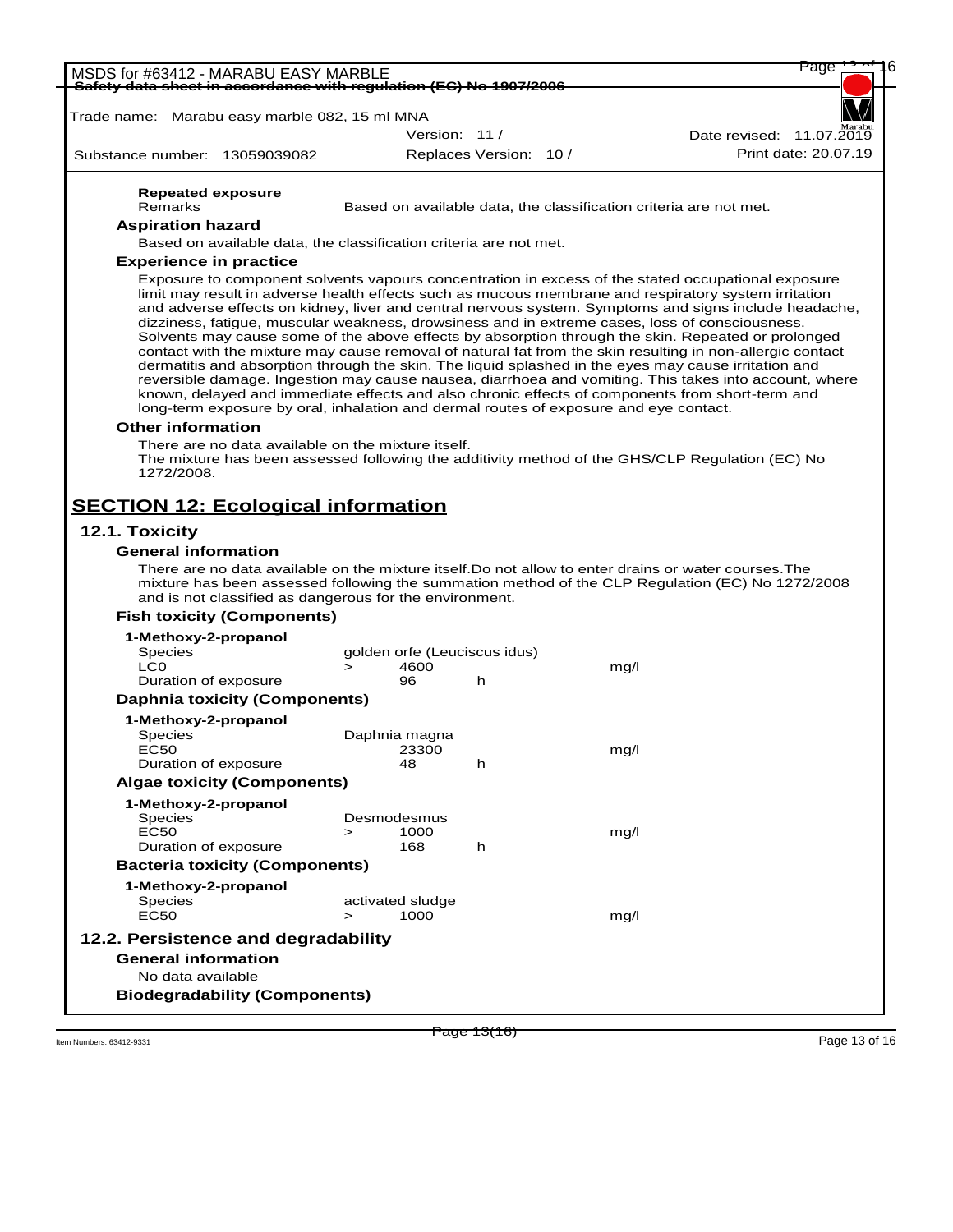**Repeated exposure**

Remarks: Based on available data, the classification criteria are not met.

**Aspiration hazard**

Based on available data, the classification criteria are not met.

**Experience in practice**

Exposure to component solvents vapours concentration in excess of the stated occupational exposure limit may result in adverse health effects such as mucous membrane and respiratory system irritation and adverse effects on kidney, liver and central nervous system. Symptoms and signs include headache, dizziness, fatigue, muscular weakness, drowsiness and in extreme cases, loss of consciousness. Solvents may cause some of the above effects by absorption through the skin. Repeated or prolonged contact with the mixture may cause removal of natural fat from the skin resulting in non-allergic contact dermatitis and absorption through the skin. The liquid splashed in the eyes may cause irritation and reversible damage. Ingestion may cause nausea, diarrhoea and vomiting. This takes into account, where known, delayed and immediate effects and also chronic effects of components from short-term and long-term exposure by oral, inhalation and dermal routes of exposure and eye contact.

**Other information**

There are no data available on the mixture itself.
The mixture has been assessed following the additivity method of the GHS/CLP Regulation (EC) No 1272/2008.

## SECTION 12: Ecological information

### 12.1. Toxicity

**General information**

There are no data available on the mixture itself.Do not allow to enter drains or water courses.The mixture has been assessed following the summation method of the CLP Regulation (EC) No 1272/2008 and is not classified as dangerous for the environment.

**Fish toxicity (Components)**

**1-Methoxy-2-propanol**

| | | | | |
|---|---|---|---|---|
| Species | golden orfe (Leuciscus idus) | | | |
| LC0 | > | 4600 | | mg/l |
| Duration of exposure | | 96 | h | |

**Daphnia toxicity (Components)**

**1-Methoxy-2-propanol**

| | | | | |
|---|---|---|---|---|
| Species | Daphnia magna | | | |
| EC50 | | 23300 | | mg/l |
| Duration of exposure | | 48 | h | |

**Algae toxicity (Components)**

**1-Methoxy-2-propanol**

| | | | | |
|---|---|---|---|---|
| Species | Desmodesmus | | | |
| EC50 | > | 1000 | | mg/l |
| Duration of exposure | | 168 | h | |

**Bacteria toxicity (Components)**

**1-Methoxy-2-propanol**

| | | | | |
|---|---|---|---|---|
| Species | activated sludge | | | |
| EC50 | > | 1000 | | mg/l |

### 12.2. Persistence and degradability

**General information**

No data available

**Biodegradability (Components)**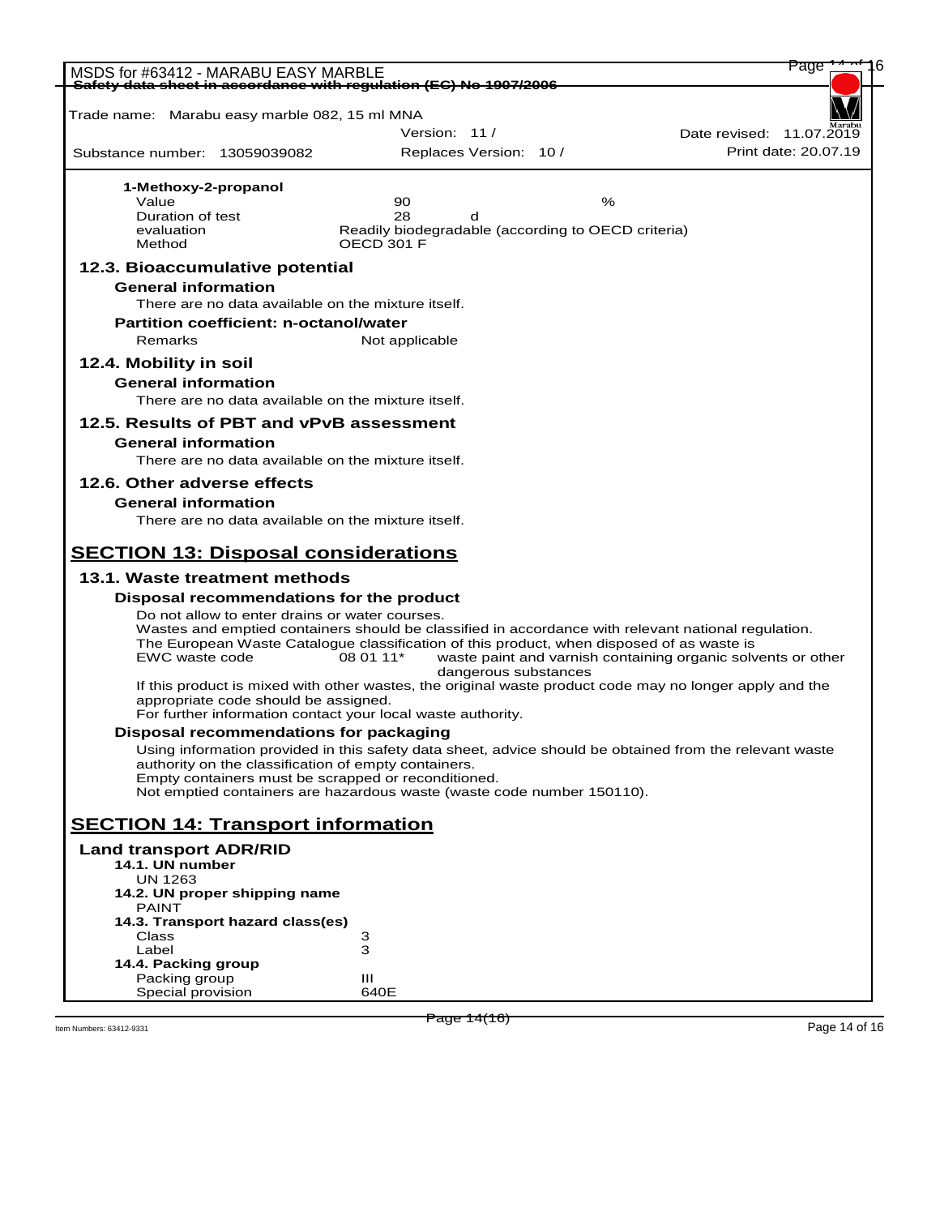**1-Methoxy-2-propanol**

| | | |
|---|---|---|
| Value | 90 | % |
| Duration of test | 28 d | |
| evaluation | Readily biodegradable (according to OECD criteria) | |
| Method | OECD 301 F | |

### 12.3. Bioaccumulative potential

**General information**

There are no data available on the mixture itself.

**Partition coefficient: n-octanol/water**

Remarks — Not applicable

### 12.4. Mobility in soil

**General information**

There are no data available on the mixture itself.

### 12.5. Results of PBT and vPvB assessment

**General information**

There are no data available on the mixture itself.

### 12.6. Other adverse effects

**General information**

There are no data available on the mixture itself.

## SECTION 13: Disposal considerations

### 13.1. Waste treatment methods

**Disposal recommendations for the product**

Do not allow to enter drains or water courses.
Wastes and emptied containers should be classified in accordance with relevant national regulation.
The European Waste Catalogue classification of this product, when disposed of as waste is

EWC waste code — 08 01 11* — waste paint and varnish containing organic solvents or other dangerous substances

If this product is mixed with other wastes, the original waste product code may no longer apply and the appropriate code should be assigned.
For further information contact your local waste authority.

**Disposal recommendations for packaging**

Using information provided in this safety data sheet, advice should be obtained from the relevant waste authority on the classification of empty containers.
Empty containers must be scrapped or reconditioned.
Not emptied containers are hazardous waste (waste code number 150110).

## SECTION 14: Transport information

**Land transport ADR/RID**

**14.1. UN number**

UN 1263

**14.2. UN proper shipping name**

PAINT

**14.3. Transport hazard class(es)**

| | |
|---|---|
| Class | 3 |
| Label | 3 |

**14.4. Packing group**

| | |
|---|---|
| Packing group | III |
| Special provision | 640E |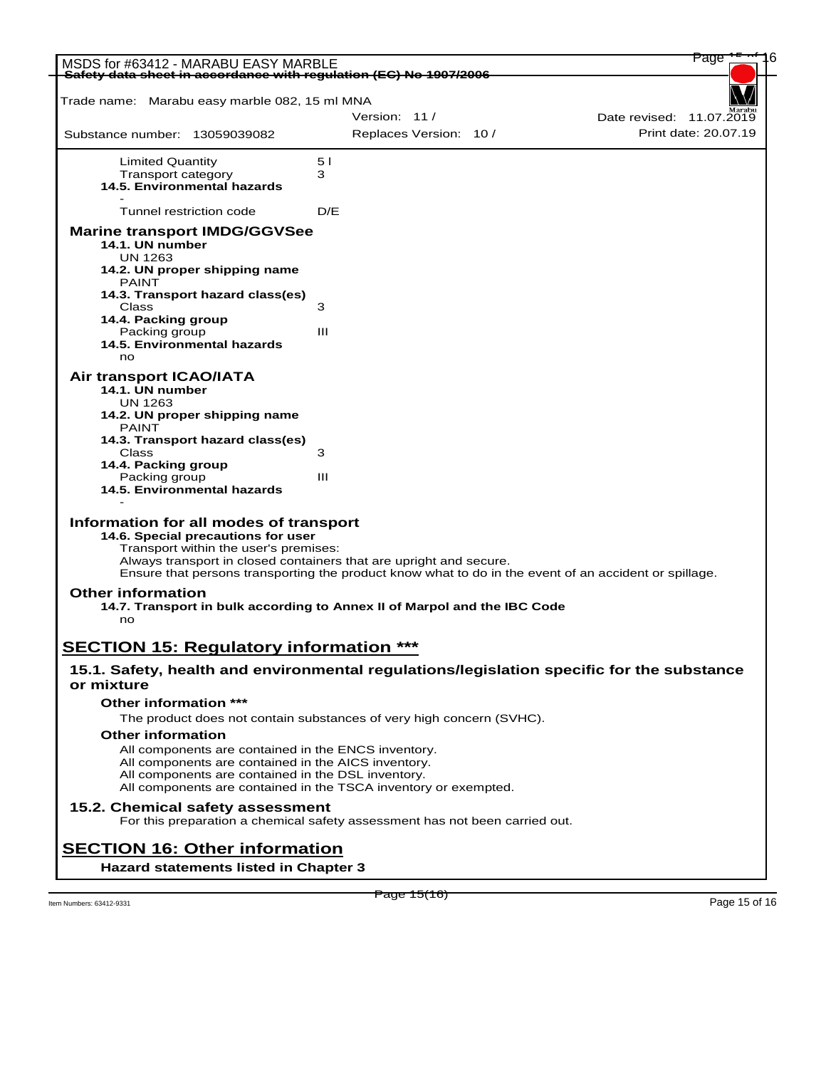| | |
|---|---|
| Limited Quantity | 5 l |
| Transport category | 3 |

**14.5. Environmental hazards**

-

| | |
|---|---|
| Tunnel restriction code | D/E |

### Marine transport IMDG/GGVSee

**14.1. UN number**

UN 1263

**14.2. UN proper shipping name**

PAINT

**14.3. Transport hazard class(es)**

| | |
|---|---|
| Class | 3 |

**14.4. Packing group**

| | |
|---|---|
| Packing group | III |

**14.5. Environmental hazards**

no

### Air transport ICAO/IATA

**14.1. UN number**

UN 1263

**14.2. UN proper shipping name**

PAINT

**14.3. Transport hazard class(es)**

| | |
|---|---|
| Class | 3 |

**14.4. Packing group**

| | |
|---|---|
| Packing group | III |

**14.5. Environmental hazards**

-

### Information for all modes of transport

**14.6. Special precautions for user**

Transport within the user's premises:
Always transport in closed containers that are upright and secure.
Ensure that persons transporting the product know what to do in the event of an accident or spillage.

### Other information

**14.7. Transport in bulk according to Annex II of Marpol and the IBC Code**

no

## SECTION 15: Regulatory information ***

### 15.1. Safety, health and environmental regulations/legislation specific for the substance or mixture

**Other information *****

The product does not contain substances of very high concern (SVHC).

**Other information**

All components are contained in the ENCS inventory.
All components are contained in the AICS inventory.
All components are contained in the DSL inventory.
All components are contained in the TSCA inventory or exempted.

### 15.2. Chemical safety assessment

For this preparation a chemical safety assessment has not been carried out.

## SECTION 16: Other information

**Hazard statements listed in Chapter 3**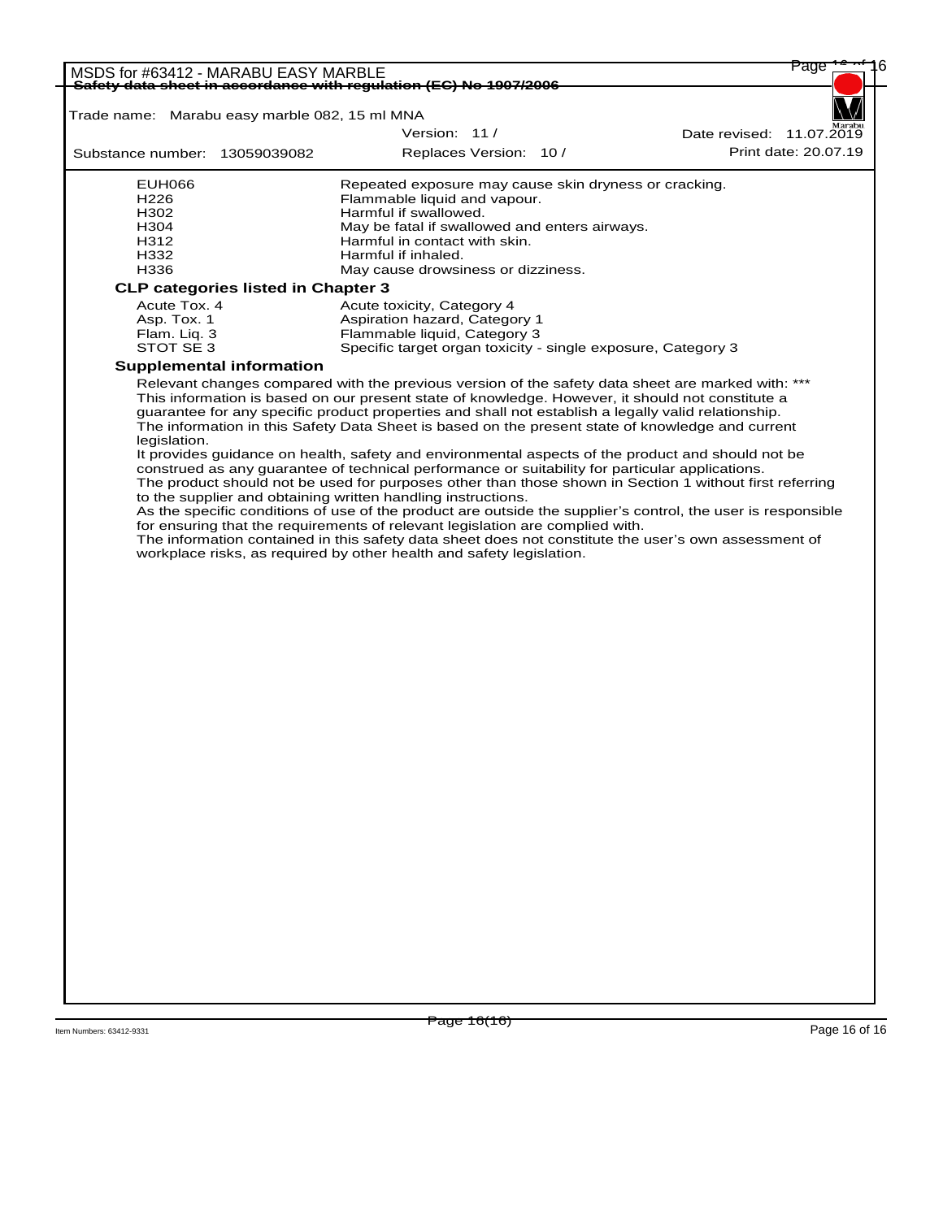| | |
|---|---|
| EUH066 | Repeated exposure may cause skin dryness or cracking. |
| H226 | Flammable liquid and vapour. |
| H302 | Harmful if swallowed. |
| H304 | May be fatal if swallowed and enters airways. |
| H312 | Harmful in contact with skin. |
| H332 | Harmful if inhaled. |
| H336 | May cause drowsiness or dizziness. |

**CLP categories listed in Chapter 3**

| | |
|---|---|
| Acute Tox. 4 | Acute toxicity, Category 4 |
| Asp. Tox. 1 | Aspiration hazard, Category 1 |
| Flam. Liq. 3 | Flammable liquid, Category 3 |
| STOT SE 3 | Specific target organ toxicity - single exposure, Category 3 |

**Supplemental information**

Relevant changes compared with the previous version of the safety data sheet are marked with: ***
This information is based on our present state of knowledge. However, it should not constitute a guarantee for any specific product properties and shall not establish a legally valid relationship.
The information in this Safety Data Sheet is based on the present state of knowledge and current legislation.
It provides guidance on health, safety and environmental aspects of the product and should not be construed as any guarantee of technical performance or suitability for particular applications.
The product should not be used for purposes other than those shown in Section 1 without first referring to the supplier and obtaining written handling instructions.
As the specific conditions of use of the product are outside the supplier's control, the user is responsible for ensuring that the requirements of relevant legislation are complied with.
The information contained in this safety data sheet does not constitute the user's own assessment of workplace risks, as required by other health and safety legislation.